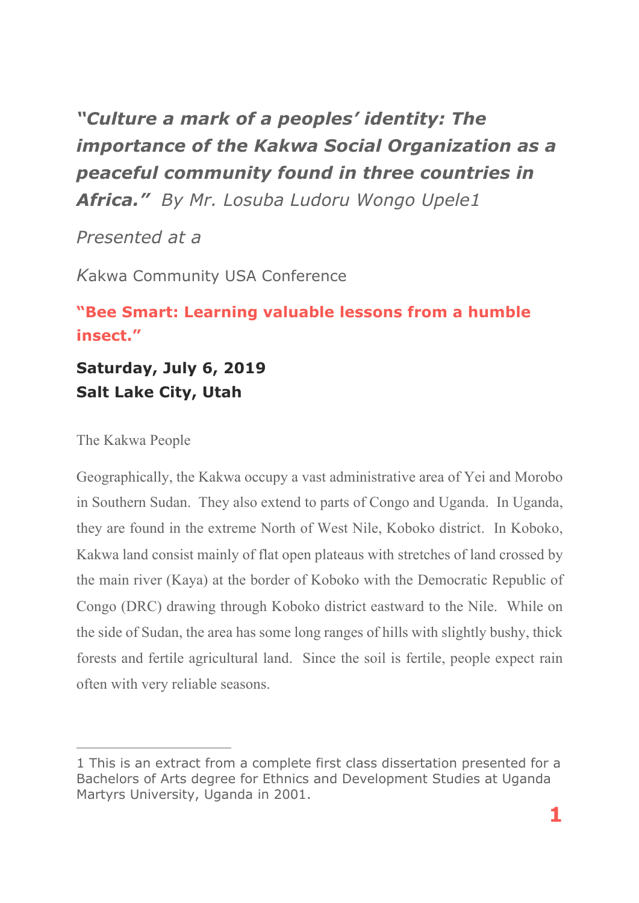# *"Culture a mark of a peoples' identity: The importance of the Kakwa Social Organization as a peaceful community found in three countries in Africa."* *By Mr. Losuba Ludoru Wongo Upele*[1]

*Presented at a*

*K*akwa Community USA Conference

**"Bee Smart: Learning valuable lessons from a humble insect."**

**Saturday, July 6, 2019**
**Salt Lake City, Utah**

The Kakwa People

Geographically, the Kakwa occupy a vast administrative area of Yei and Morobo in Southern Sudan. They also extend to parts of Congo and Uganda. In Uganda, they are found in the extreme North of West Nile, Koboko district. In Koboko, Kakwa land consist mainly of flat open plateaus with stretches of land crossed by the main river (Kaya) at the border of Koboko with the Democratic Republic of Congo (DRC) drawing through Koboko district eastward to the Nile. While on the side of Sudan, the area has some long ranges of hills with slightly bushy, thick forests and fertile agricultural land. Since the soil is fertile, people expect rain often with very reliable seasons.

---

[1] This is an extract from a complete first class dissertation presented for a Bachelors of Arts degree for Ethnics and Development Studies at Uganda Martyrs University, Uganda in 2001.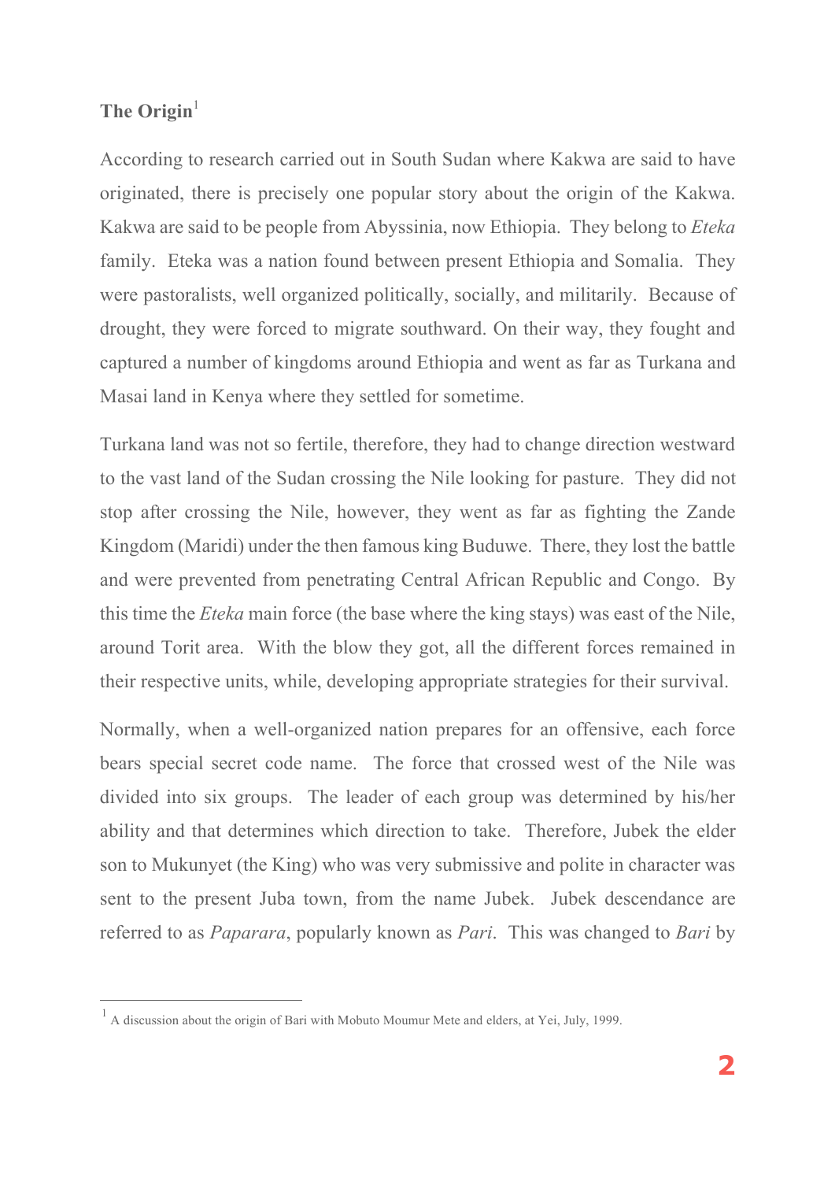## The Origin[1]

According to research carried out in South Sudan where Kakwa are said to have originated, there is precisely one popular story about the origin of the Kakwa. Kakwa are said to be people from Abyssinia, now Ethiopia. They belong to *Eteka* family. Eteka was a nation found between present Ethiopia and Somalia. They were pastoralists, well organized politically, socially, and militarily. Because of drought, they were forced to migrate southward. On their way, they fought and captured a number of kingdoms around Ethiopia and went as far as Turkana and Masai land in Kenya where they settled for sometime.

Turkana land was not so fertile, therefore, they had to change direction westward to the vast land of the Sudan crossing the Nile looking for pasture. They did not stop after crossing the Nile, however, they went as far as fighting the Zande Kingdom (Maridi) under the then famous king Buduwe. There, they lost the battle and were prevented from penetrating Central African Republic and Congo. By this time the *Eteka* main force (the base where the king stays) was east of the Nile, around Torit area. With the blow they got, all the different forces remained in their respective units, while, developing appropriate strategies for their survival.

Normally, when a well-organized nation prepares for an offensive, each force bears special secret code name. The force that crossed west of the Nile was divided into six groups. The leader of each group was determined by his/her ability and that determines which direction to take. Therefore, Jubek the elder son to Mukunyet (the King) who was very submissive and polite in character was sent to the present Juba town, from the name Jubek. Jubek descendance are referred to as *Paparara*, popularly known as *Pari*. This was changed to *Bari* by

---

[1] A discussion about the origin of Bari with Mobuto Moumur Mete and elders, at Yei, July, 1999.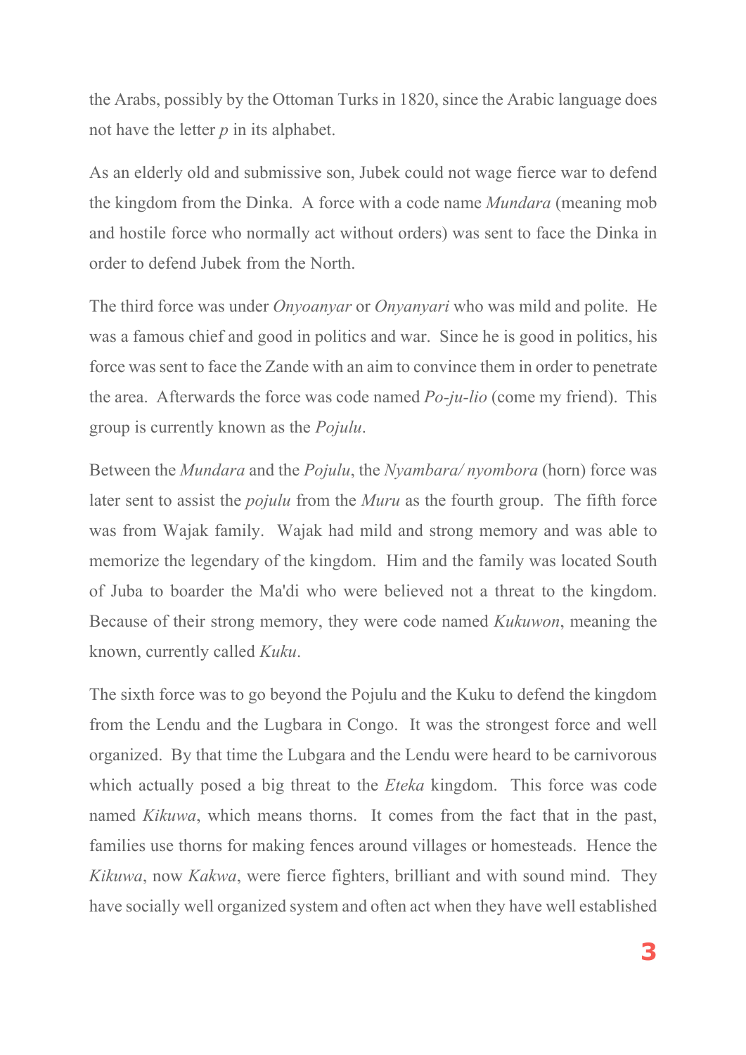the Arabs, possibly by the Ottoman Turks in 1820, since the Arabic language does not have the letter *p* in its alphabet.

As an elderly old and submissive son, Jubek could not wage fierce war to defend the kingdom from the Dinka. A force with a code name *Mundara* (meaning mob and hostile force who normally act without orders) was sent to face the Dinka in order to defend Jubek from the North.

The third force was under *Onyoanyar* or *Onyanyari* who was mild and polite. He was a famous chief and good in politics and war. Since he is good in politics, his force was sent to face the Zande with an aim to convince them in order to penetrate the area. Afterwards the force was code named *Po-ju-lio* (come my friend). This group is currently known as the *Pojulu*.

Between the *Mundara* and the *Pojulu*, the *Nyambara/ nyombora* (horn) force was later sent to assist the *pojulu* from the *Muru* as the fourth group. The fifth force was from Wajak family. Wajak had mild and strong memory and was able to memorize the legendary of the kingdom. Him and the family was located South of Juba to boarder the Ma'di who were believed not a threat to the kingdom. Because of their strong memory, they were code named *Kukuwon*, meaning the known, currently called *Kuku*.

The sixth force was to go beyond the Pojulu and the Kuku to defend the kingdom from the Lendu and the Lugbara in Congo. It was the strongest force and well organized. By that time the Lubgara and the Lendu were heard to be carnivorous which actually posed a big threat to the *Eteka* kingdom. This force was code named *Kikuwa*, which means thorns. It comes from the fact that in the past, families use thorns for making fences around villages or homesteads. Hence the *Kikuwa*, now *Kakwa*, were fierce fighters, brilliant and with sound mind. They have socially well organized system and often act when they have well established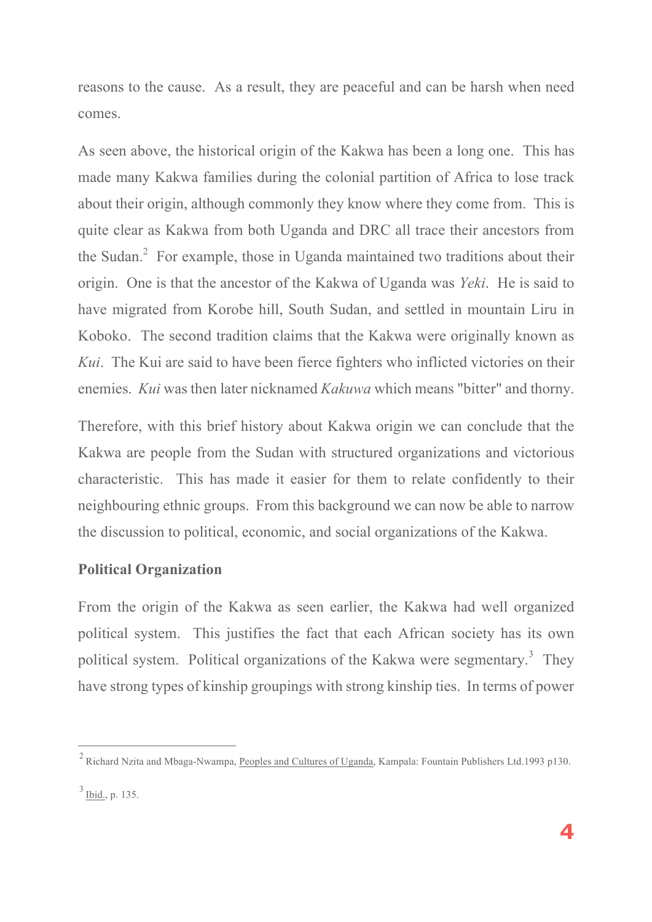reasons to the cause. As a result, they are peaceful and can be harsh when need comes.

As seen above, the historical origin of the Kakwa has been a long one. This has made many Kakwa families during the colonial partition of Africa to lose track about their origin, although commonly they know where they come from. This is quite clear as Kakwa from both Uganda and DRC all trace their ancestors from the Sudan.[2] For example, those in Uganda maintained two traditions about their origin. One is that the ancestor of the Kakwa of Uganda was *Yeki*. He is said to have migrated from Korobe hill, South Sudan, and settled in mountain Liru in Koboko. The second tradition claims that the Kakwa were originally known as *Kui*. The Kui are said to have been fierce fighters who inflicted victories on their enemies. *Kui* was then later nicknamed *Kakuwa* which means "bitter" and thorny.

Therefore, with this brief history about Kakwa origin we can conclude that the Kakwa are people from the Sudan with structured organizations and victorious characteristic. This has made it easier for them to relate confidently to their neighbouring ethnic groups. From this background we can now be able to narrow the discussion to political, economic, and social organizations of the Kakwa.

**Political Organization**

From the origin of the Kakwa as seen earlier, the Kakwa had well organized political system. This justifies the fact that each African society has its own political system. Political organizations of the Kakwa were segmentary.[3] They have strong types of kinship groupings with strong kinship ties. In terms of power

---

[2] Richard Nzita and Mbaga-Nwampa, Peoples and Cultures of Uganda, Kampala: Fountain Publishers Ltd.1993 p130.

[3] Ibid., p. 135.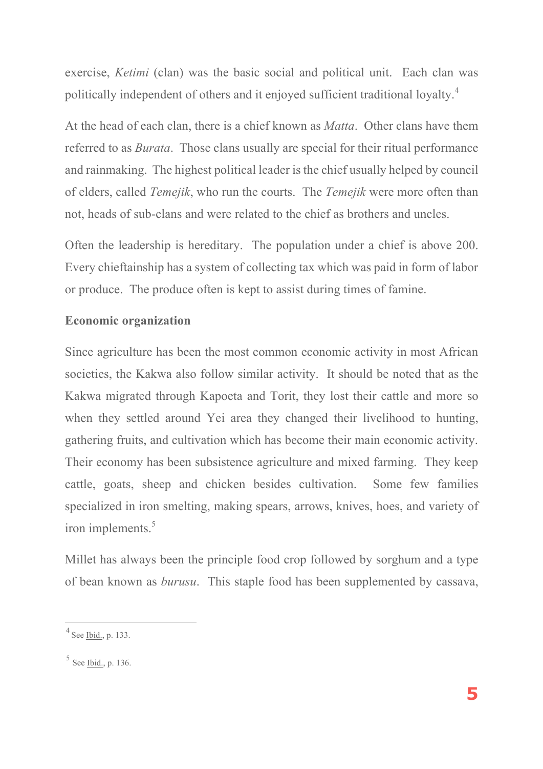exercise, *Ketimi* (clan) was the basic social and political unit. Each clan was politically independent of others and it enjoyed sufficient traditional loyalty.[4]

At the head of each clan, there is a chief known as *Matta*. Other clans have them referred to as *Burata*. Those clans usually are special for their ritual performance and rainmaking. The highest political leader is the chief usually helped by council of elders, called *Temejik*, who run the courts. The *Temejik* were more often than not, heads of sub-clans and were related to the chief as brothers and uncles.

Often the leadership is hereditary. The population under a chief is above 200. Every chieftainship has a system of collecting tax which was paid in form of labor or produce. The produce often is kept to assist during times of famine.

**Economic organization**

Since agriculture has been the most common economic activity in most African societies, the Kakwa also follow similar activity. It should be noted that as the Kakwa migrated through Kapoeta and Torit, they lost their cattle and more so when they settled around Yei area they changed their livelihood to hunting, gathering fruits, and cultivation which has become their main economic activity. Their economy has been subsistence agriculture and mixed farming. They keep cattle, goats, sheep and chicken besides cultivation. Some few families specialized in iron smelting, making spears, arrows, knives, hoes, and variety of iron implements.[5]

Millet has always been the principle food crop followed by sorghum and a type of bean known as *burusu*. This staple food has been supplemented by cassava,

---

[4] See Ibid., p. 133.

[5] See Ibid., p. 136.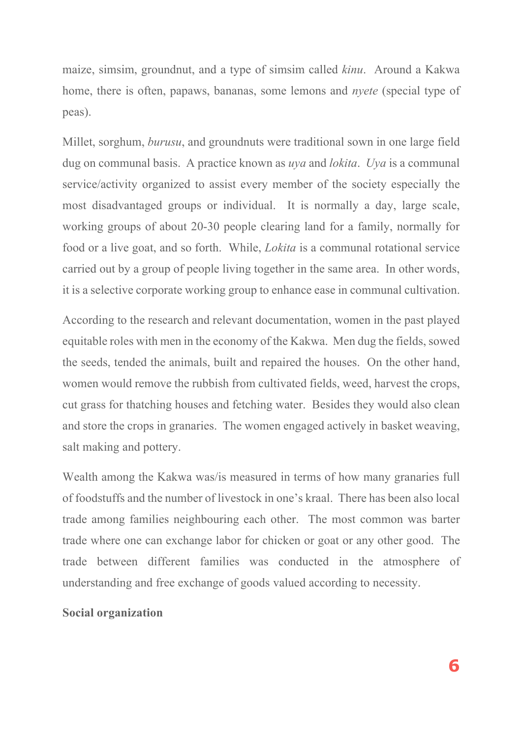maize, simsim, groundnut, and a type of simsim called *kinu*. Around a Kakwa home, there is often, papaws, bananas, some lemons and *nyete* (special type of peas).

Millet, sorghum, *burusu*, and groundnuts were traditional sown in one large field dug on communal basis. A practice known as *uya* and *lokita*. *Uya* is a communal service/activity organized to assist every member of the society especially the most disadvantaged groups or individual. It is normally a day, large scale, working groups of about 20-30 people clearing land for a family, normally for food or a live goat, and so forth. While, *Lokita* is a communal rotational service carried out by a group of people living together in the same area. In other words, it is a selective corporate working group to enhance ease in communal cultivation.

According to the research and relevant documentation, women in the past played equitable roles with men in the economy of the Kakwa. Men dug the fields, sowed the seeds, tended the animals, built and repaired the houses. On the other hand, women would remove the rubbish from cultivated fields, weed, harvest the crops, cut grass for thatching houses and fetching water. Besides they would also clean and store the crops in granaries. The women engaged actively in basket weaving, salt making and pottery.

Wealth among the Kakwa was/is measured in terms of how many granaries full of foodstuffs and the number of livestock in one's kraal. There has been also local trade among families neighbouring each other. The most common was barter trade where one can exchange labor for chicken or goat or any other good. The trade between different families was conducted in the atmosphere of understanding and free exchange of goods valued according to necessity.

**Social organization**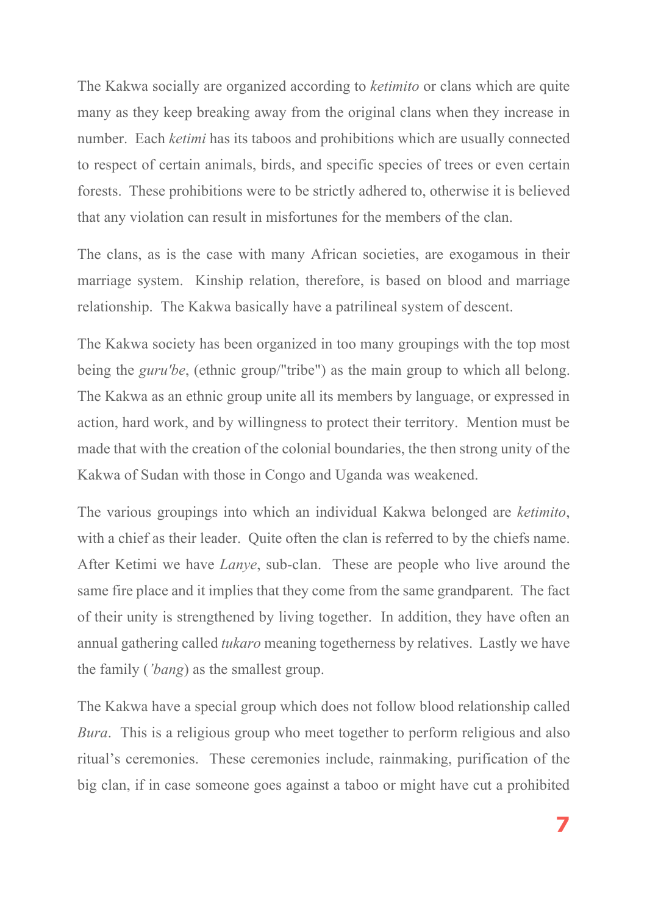The Kakwa socially are organized according to *ketimito* or clans which are quite many as they keep breaking away from the original clans when they increase in number. Each *ketimi* has its taboos and prohibitions which are usually connected to respect of certain animals, birds, and specific species of trees or even certain forests. These prohibitions were to be strictly adhered to, otherwise it is believed that any violation can result in misfortunes for the members of the clan.

The clans, as is the case with many African societies, are exogamous in their marriage system. Kinship relation, therefore, is based on blood and marriage relationship. The Kakwa basically have a patrilineal system of descent.

The Kakwa society has been organized in too many groupings with the top most being the *guru'be*, (ethnic group/"tribe") as the main group to which all belong. The Kakwa as an ethnic group unite all its members by language, or expressed in action, hard work, and by willingness to protect their territory. Mention must be made that with the creation of the colonial boundaries, the then strong unity of the Kakwa of Sudan with those in Congo and Uganda was weakened.

The various groupings into which an individual Kakwa belonged are *ketimito*, with a chief as their leader. Quite often the clan is referred to by the chiefs name. After Ketimi we have *Lanye*, sub-clan. These are people who live around the same fire place and it implies that they come from the same grandparent. The fact of their unity is strengthened by living together. In addition, they have often an annual gathering called *tukaro* meaning togetherness by relatives. Lastly we have the family (*'bang*) as the smallest group.

The Kakwa have a special group which does not follow blood relationship called *Bura*. This is a religious group who meet together to perform religious and also ritual's ceremonies. These ceremonies include, rainmaking, purification of the big clan, if in case someone goes against a taboo or might have cut a prohibited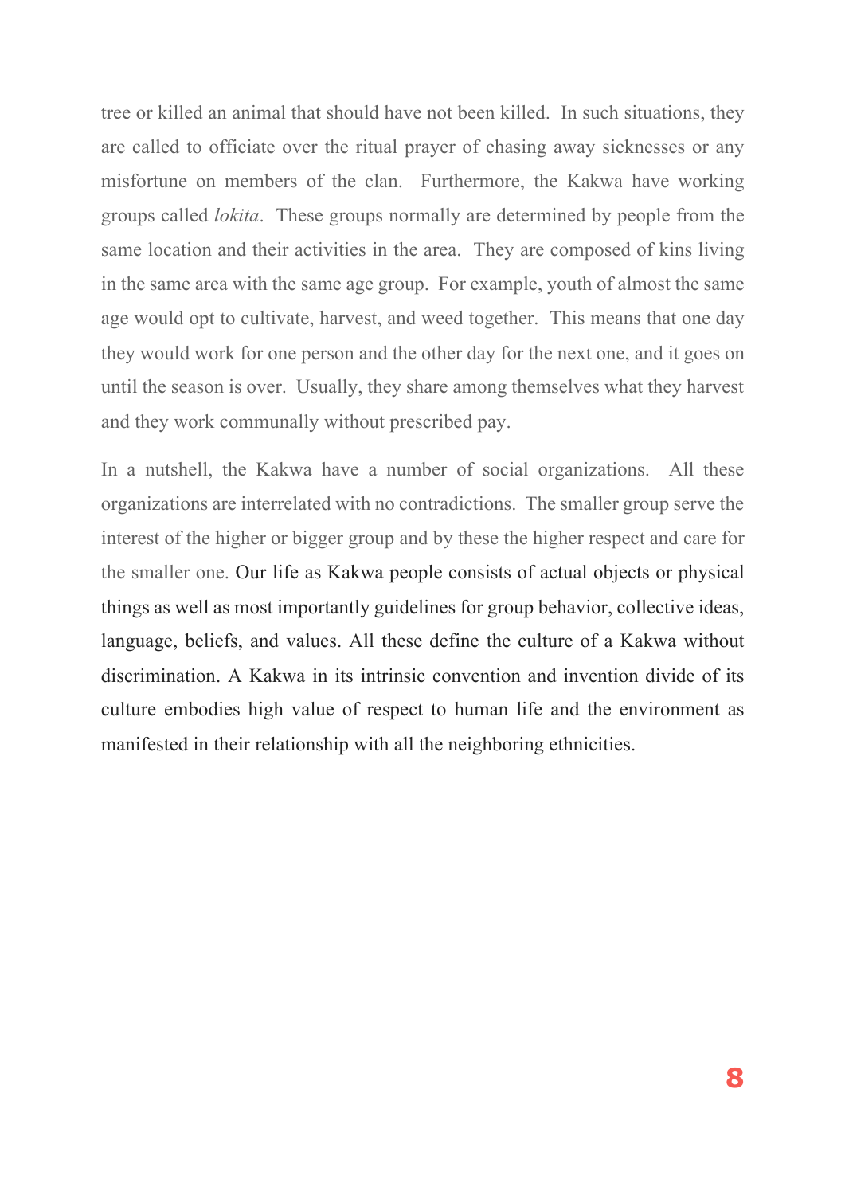tree or killed an animal that should have not been killed. In such situations, they are called to officiate over the ritual prayer of chasing away sicknesses or any misfortune on members of the clan. Furthermore, the Kakwa have working groups called *lokita*. These groups normally are determined by people from the same location and their activities in the area. They are composed of kins living in the same area with the same age group. For example, youth of almost the same age would opt to cultivate, harvest, and weed together. This means that one day they would work for one person and the other day for the next one, and it goes on until the season is over. Usually, they share among themselves what they harvest and they work communally without prescribed pay.

In a nutshell, the Kakwa have a number of social organizations. All these organizations are interrelated with no contradictions. The smaller group serve the interest of the higher or bigger group and by these the higher respect and care for the smaller one. Our life as Kakwa people consists of actual objects or physical things as well as most importantly guidelines for group behavior, collective ideas, language, beliefs, and values. All these define the culture of a Kakwa without discrimination. A Kakwa in its intrinsic convention and invention divide of its culture embodies high value of respect to human life and the environment as manifested in their relationship with all the neighboring ethnicities.